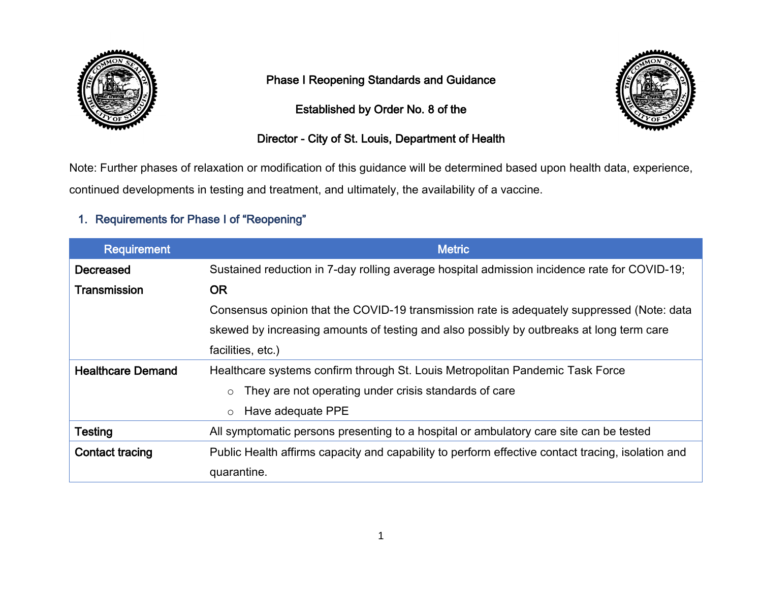# Phase I Reopening Standards and Guidance

# Established by Order No. 8 of the

# Director - City of St. Louis, Department of Health

Note: Further phases of relaxation or modification of this guidance will be determined based upon health data, experience, continued developments in testing and treatment, and ultimately, the availability of a vaccine.

## 1. Requirements for Phase I of "Reopening"

| Requirement | Metric |
| --- | --- |
| **Decreased Transmission** | Sustained reduction in 7-day rolling average hospital admission incidence rate for COVID-19; **OR** Consensus opinion that the COVID-19 transmission rate is adequately suppressed (Note: data skewed by increasing amounts of testing and also possibly by outbreaks at long term care facilities, etc.) |
| **Healthcare Demand** | Healthcare systems confirm through St. Louis Metropolitan Pandemic Task Force<br>○ They are not operating under crisis standards of care<br>○ Have adequate PPE |
| **Testing** | All symptomatic persons presenting to a hospital or ambulatory care site can be tested |
| **Contact tracing** | Public Health affirms capacity and capability to perform effective contact tracing, isolation and quarantine. |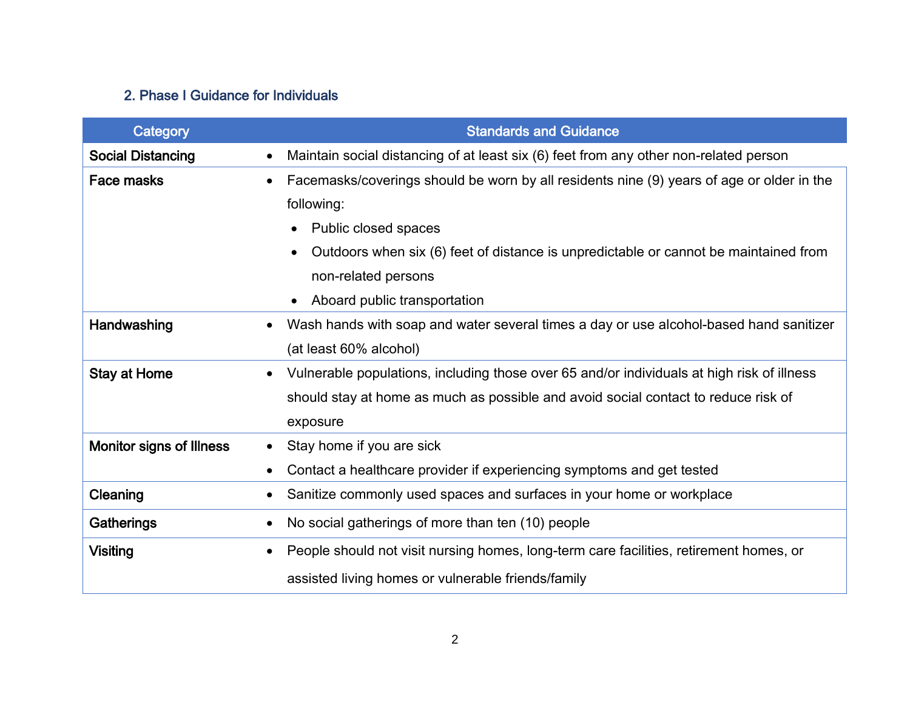## 2. Phase I Guidance for Individuals

| Category | Standards and Guidance |
|---|---|
| **Social Distancing** | • Maintain social distancing of at least six (6) feet from any other non-related person |
| **Face masks** | • Facemasks/coverings should be worn by all residents nine (9) years of age or older in the following:<br>• Public closed spaces<br>• Outdoors when six (6) feet of distance is unpredictable or cannot be maintained from non-related persons<br>• Aboard public transportation |
| **Handwashing** | • Wash hands with soap and water several times a day or use alcohol-based hand sanitizer (at least 60% alcohol) |
| **Stay at Home** | • Vulnerable populations, including those over 65 and/or individuals at high risk of illness should stay at home as much as possible and avoid social contact to reduce risk of exposure |
| **Monitor signs of Illness** | • Stay home if you are sick<br>• Contact a healthcare provider if experiencing symptoms and get tested |
| **Cleaning** | • Sanitize commonly used spaces and surfaces in your home or workplace |
| **Gatherings** | • No social gatherings of more than ten (10) people |
| **Visiting** | • People should not visit nursing homes, long-term care facilities, retirement homes, or assisted living homes or vulnerable friends/family |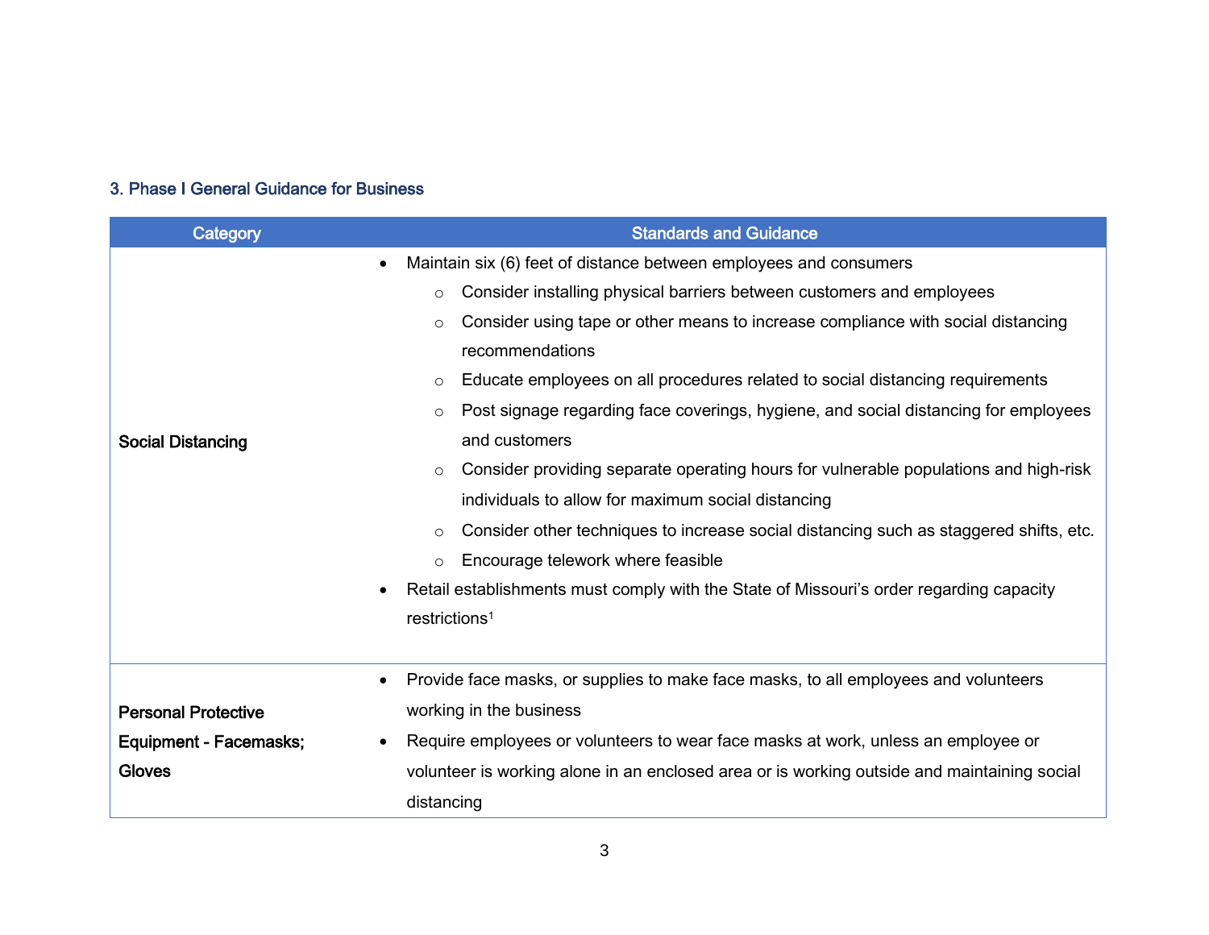### 3. Phase I General Guidance for Business

| Category | Standards and Guidance |
| --- | --- |
| **Social Distancing** | • Maintain six (6) feet of distance between employees and consumers<br>&nbsp;&nbsp;&nbsp;&nbsp;○ Consider installing physical barriers between customers and employees<br>&nbsp;&nbsp;&nbsp;&nbsp;○ Consider using tape or other means to increase compliance with social distancing recommendations<br>&nbsp;&nbsp;&nbsp;&nbsp;○ Educate employees on all procedures related to social distancing requirements<br>&nbsp;&nbsp;&nbsp;&nbsp;○ Post signage regarding face coverings, hygiene, and social distancing for employees and customers<br>&nbsp;&nbsp;&nbsp;&nbsp;○ Consider providing separate operating hours for vulnerable populations and high-risk individuals to allow for maximum social distancing<br>&nbsp;&nbsp;&nbsp;&nbsp;○ Consider other techniques to increase social distancing such as staggered shifts, etc.<br>&nbsp;&nbsp;&nbsp;&nbsp;○ Encourage telework where feasible<br>• Retail establishments must comply with the State of Missouri's order regarding capacity restrictions[1] |
| **Personal Protective Equipment - Facemasks; Gloves** | • Provide face masks, or supplies to make face masks, to all employees and volunteers working in the business<br>• Require employees or volunteers to wear face masks at work, unless an employee or volunteer is working alone in an enclosed area or is working outside and maintaining social distancing |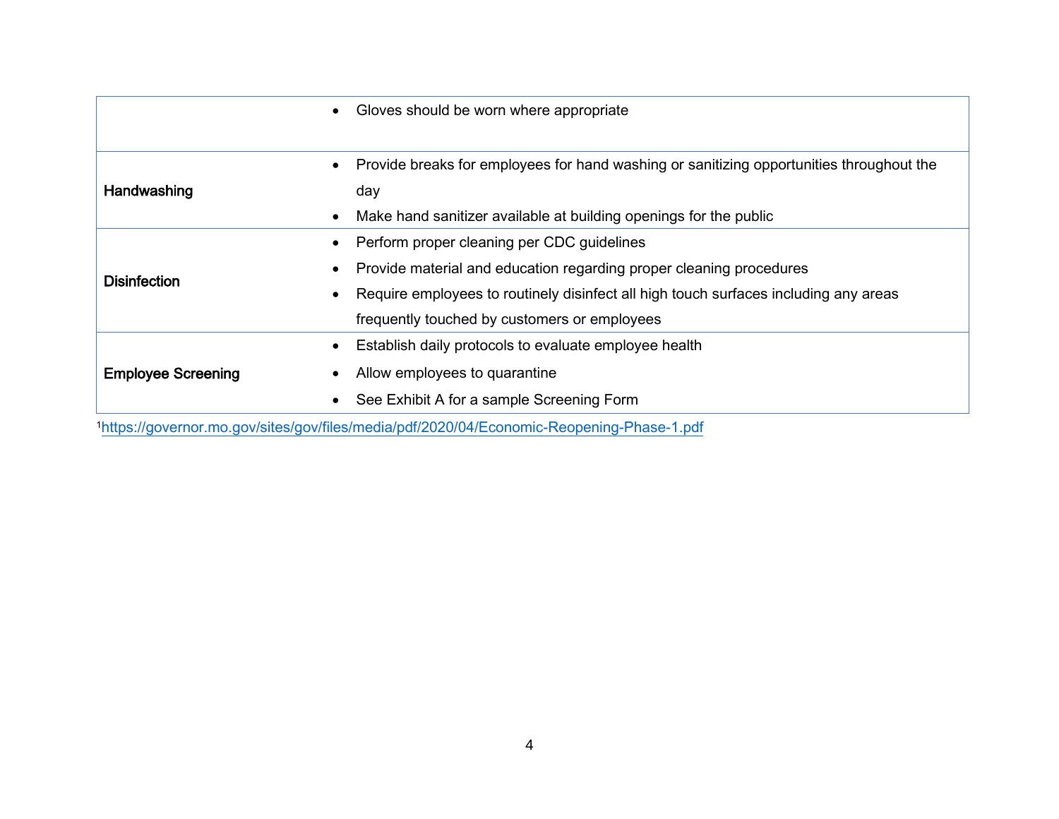| | |
|---|---|
| | • Gloves should be worn where appropriate |
| **Handwashing** | • Provide breaks for employees for hand washing or sanitizing opportunities throughout the day<br>• Make hand sanitizer available at building openings for the public |
| **Disinfection** | • Perform proper cleaning per CDC guidelines<br>• Provide material and education regarding proper cleaning procedures<br>• Require employees to routinely disinfect all high touch surfaces including any areas frequently touched by customers or employees |
| **Employee Screening** | • Establish daily protocols to evaluate employee health<br>• Allow employees to quarantine<br>• See Exhibit A for a sample Screening Form |

[1] https://governor.mo.gov/sites/gov/files/media/pdf/2020/04/Economic-Reopening-Phase-1.pdf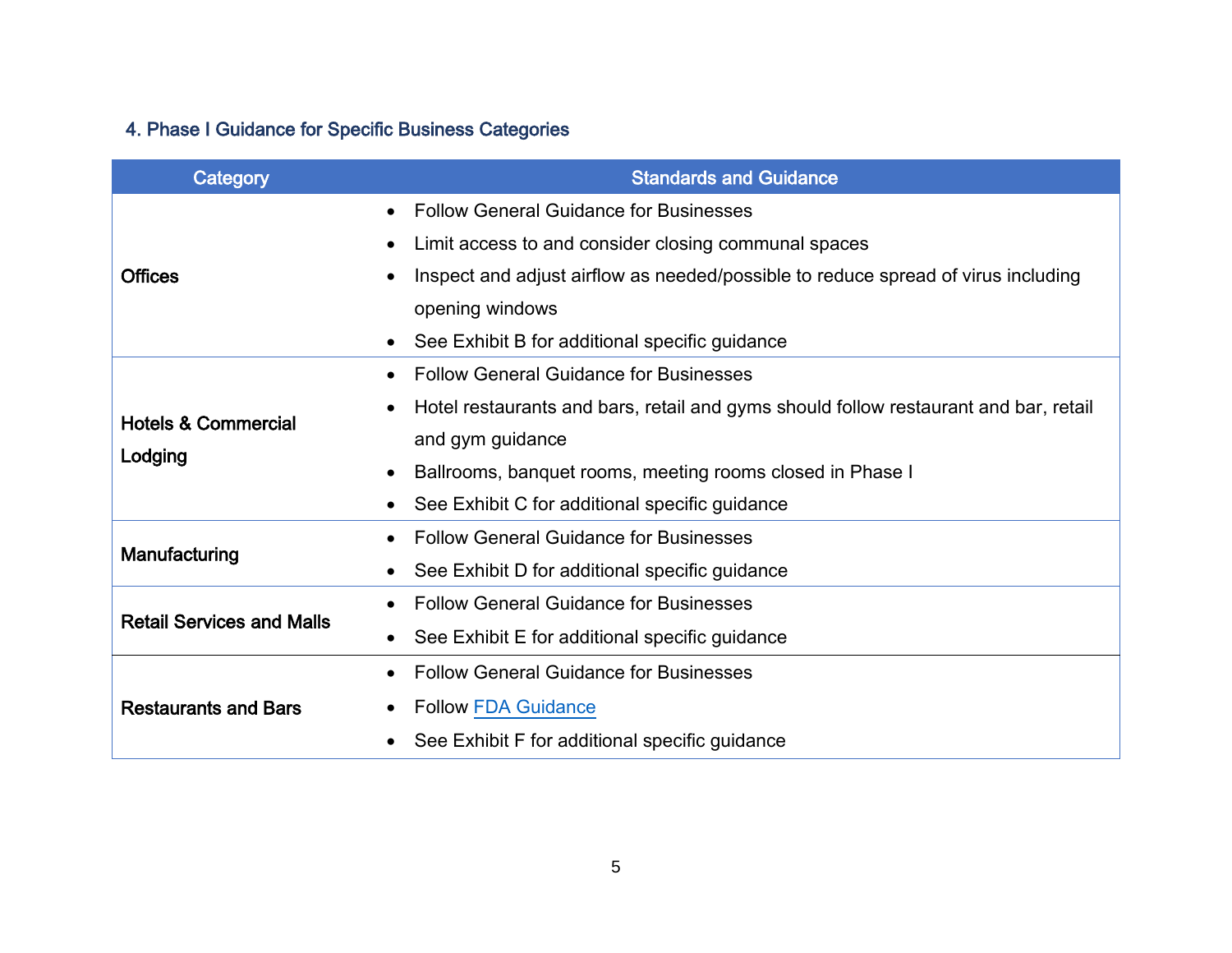### 4. Phase I Guidance for Specific Business Categories

| Category | Standards and Guidance |
| --- | --- |
| **Offices** | • Follow General Guidance for Businesses<br>• Limit access to and consider closing communal spaces<br>• Inspect and adjust airflow as needed/possible to reduce spread of virus including opening windows<br>• See Exhibit B for additional specific guidance |
| **Hotels & Commercial Lodging** | • Follow General Guidance for Businesses<br>• Hotel restaurants and bars, retail and gyms should follow restaurant and bar, retail and gym guidance<br>• Ballrooms, banquet rooms, meeting rooms closed in Phase I<br>• See Exhibit C for additional specific guidance |
| **Manufacturing** | • Follow General Guidance for Businesses<br>• See Exhibit D for additional specific guidance |
| **Retail Services and Malls** | • Follow General Guidance for Businesses<br>• See Exhibit E for additional specific guidance |
| **Restaurants and Bars** | • Follow General Guidance for Businesses<br>• Follow FDA Guidance<br>• See Exhibit F for additional specific guidance |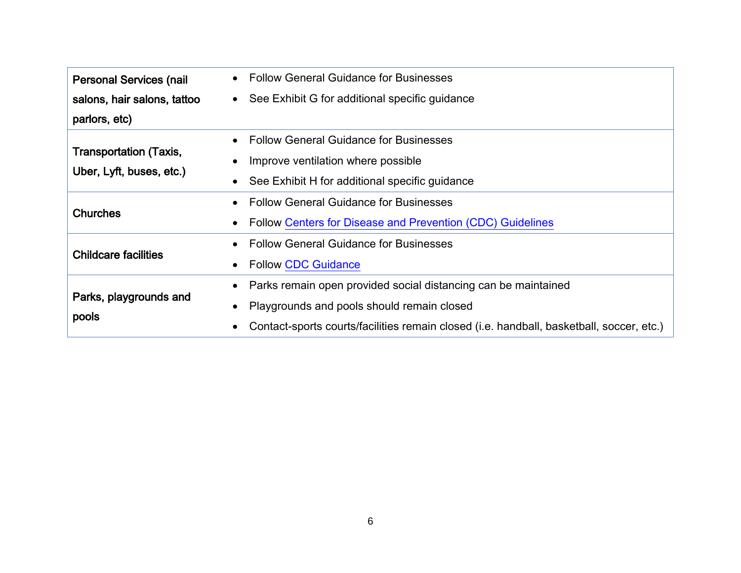| | |
|---|---|
| **Personal Services (nail salons, hair salons, tattoo parlors, etc)** | • Follow General Guidance for Businesses<br>• See Exhibit G for additional specific guidance |
| **Transportation (Taxis, Uber, Lyft, buses, etc.)** | • Follow General Guidance for Businesses<br>• Improve ventilation where possible<br>• See Exhibit H for additional specific guidance |
| **Churches** | • Follow General Guidance for Businesses<br>• Follow Centers for Disease and Prevention (CDC) Guidelines |
| **Childcare facilities** | • Follow General Guidance for Businesses<br>• Follow CDC Guidance |
| **Parks, playgrounds and pools** | • Parks remain open provided social distancing can be maintained<br>• Playgrounds and pools should remain closed<br>• Contact-sports courts/facilities remain closed (i.e. handball, basketball, soccer, etc.) |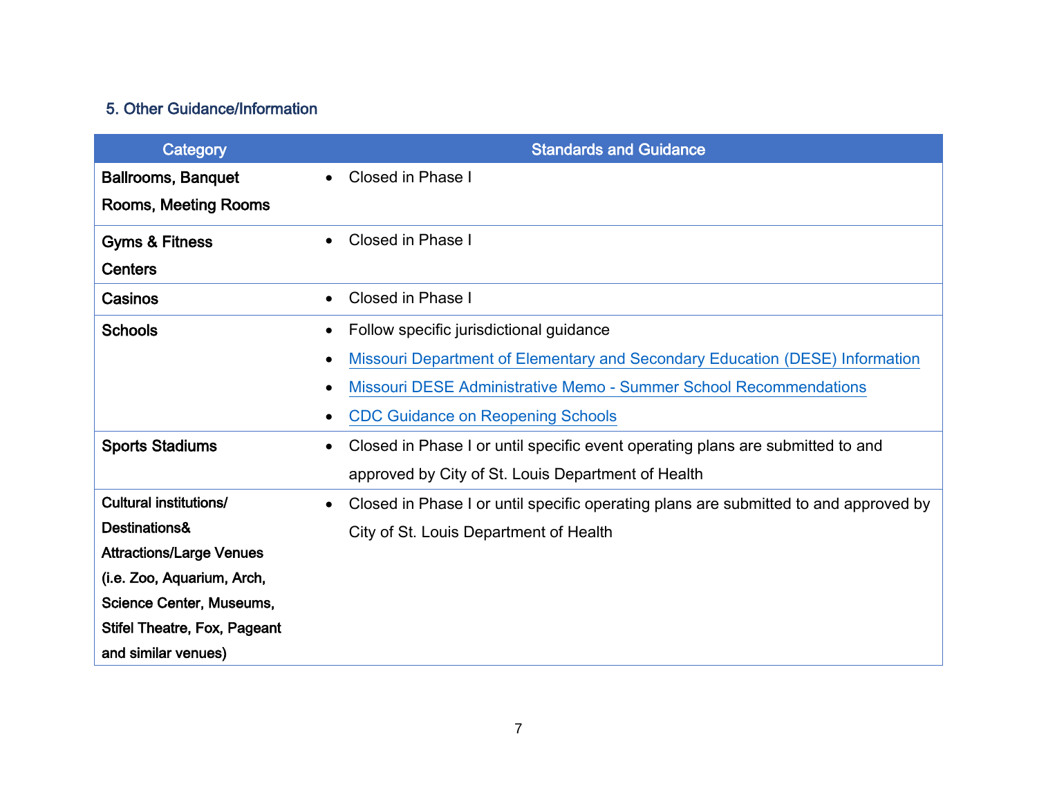### 5. Other Guidance/Information

| Category | Standards and Guidance |
| --- | --- |
| **Ballrooms, Banquet Rooms, Meeting Rooms** | • Closed in Phase I |
| **Gyms & Fitness Centers** | • Closed in Phase I |
| **Casinos** | • Closed in Phase I |
| **Schools** | • Follow specific jurisdictional guidance<br>• Missouri Department of Elementary and Secondary Education (DESE) Information<br>• Missouri DESE Administrative Memo - Summer School Recommendations<br>• CDC Guidance on Reopening Schools |
| **Sports Stadiums** | • Closed in Phase I or until specific event operating plans are submitted to and approved by City of St. Louis Department of Health |
| **Cultural institutions/ Destinations& Attractions/Large Venues (i.e. Zoo, Aquarium, Arch, Science Center, Museums, Stifel Theatre, Fox, Pageant and similar venues)** | • Closed in Phase I or until specific operating plans are submitted to and approved by City of St. Louis Department of Health |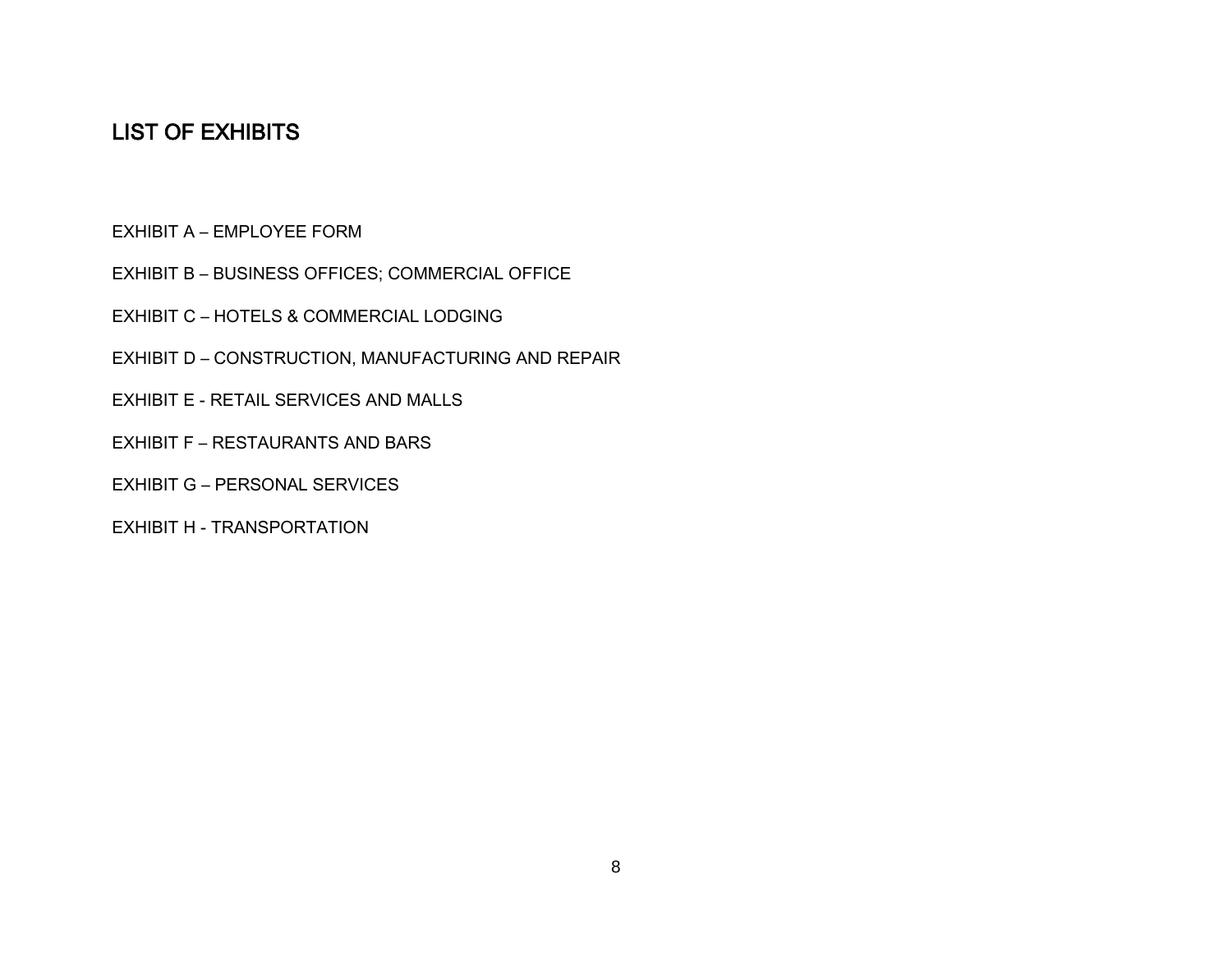## LIST OF EXHIBITS

EXHIBIT A – EMPLOYEE FORM

EXHIBIT B – BUSINESS OFFICES; COMMERCIAL OFFICE

EXHIBIT C – HOTELS & COMMERCIAL LODGING

EXHIBIT D – CONSTRUCTION, MANUFACTURING AND REPAIR

EXHIBIT E - RETAIL SERVICES AND MALLS

EXHIBIT F – RESTAURANTS AND BARS

EXHIBIT G – PERSONAL SERVICES

EXHIBIT H - TRANSPORTATION